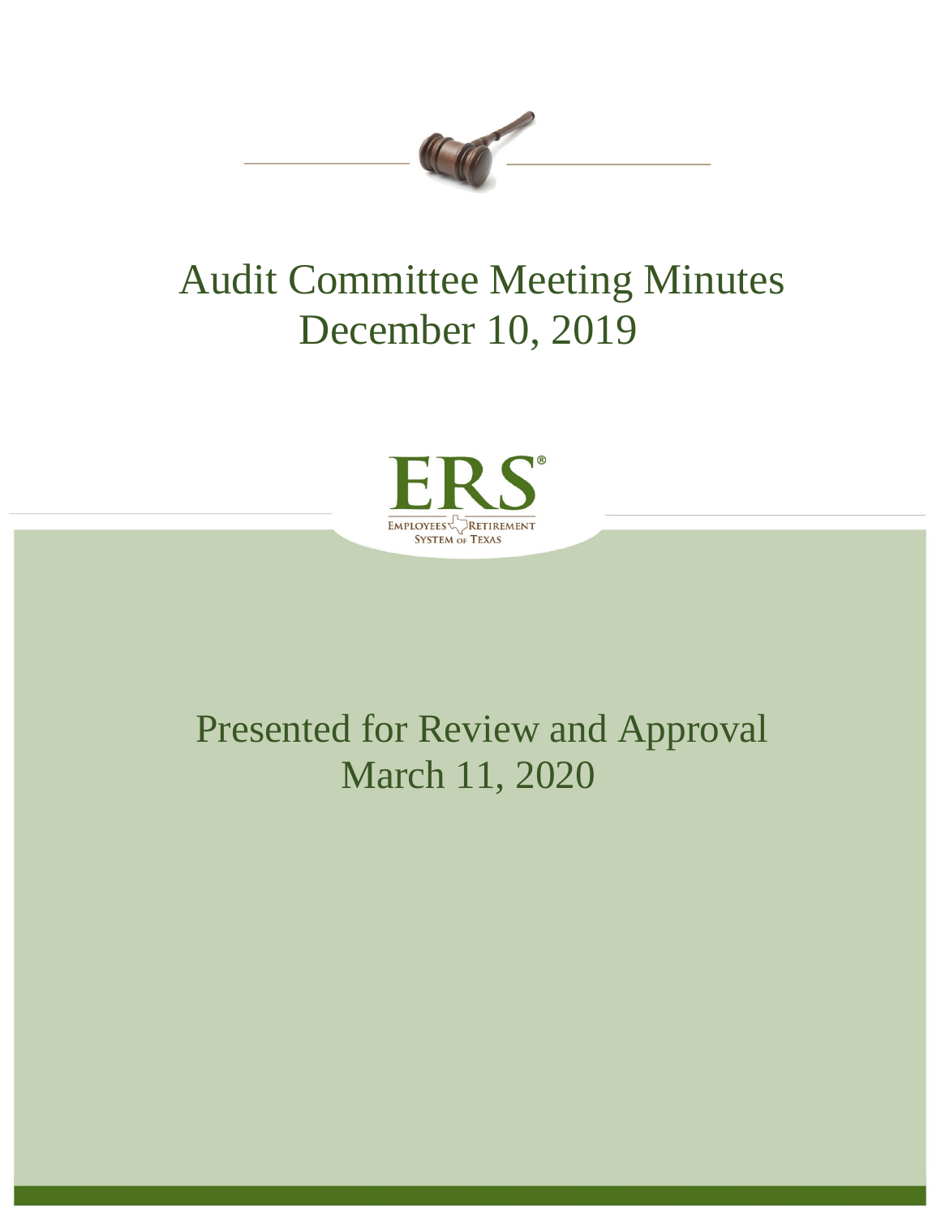# Audit Committee Meeting Minutes
# December 10, 2019

ERS®

EMPLOYEES RETIREMENT SYSTEM OF TEXAS

## Presented for Review and Approval
## March 11, 2020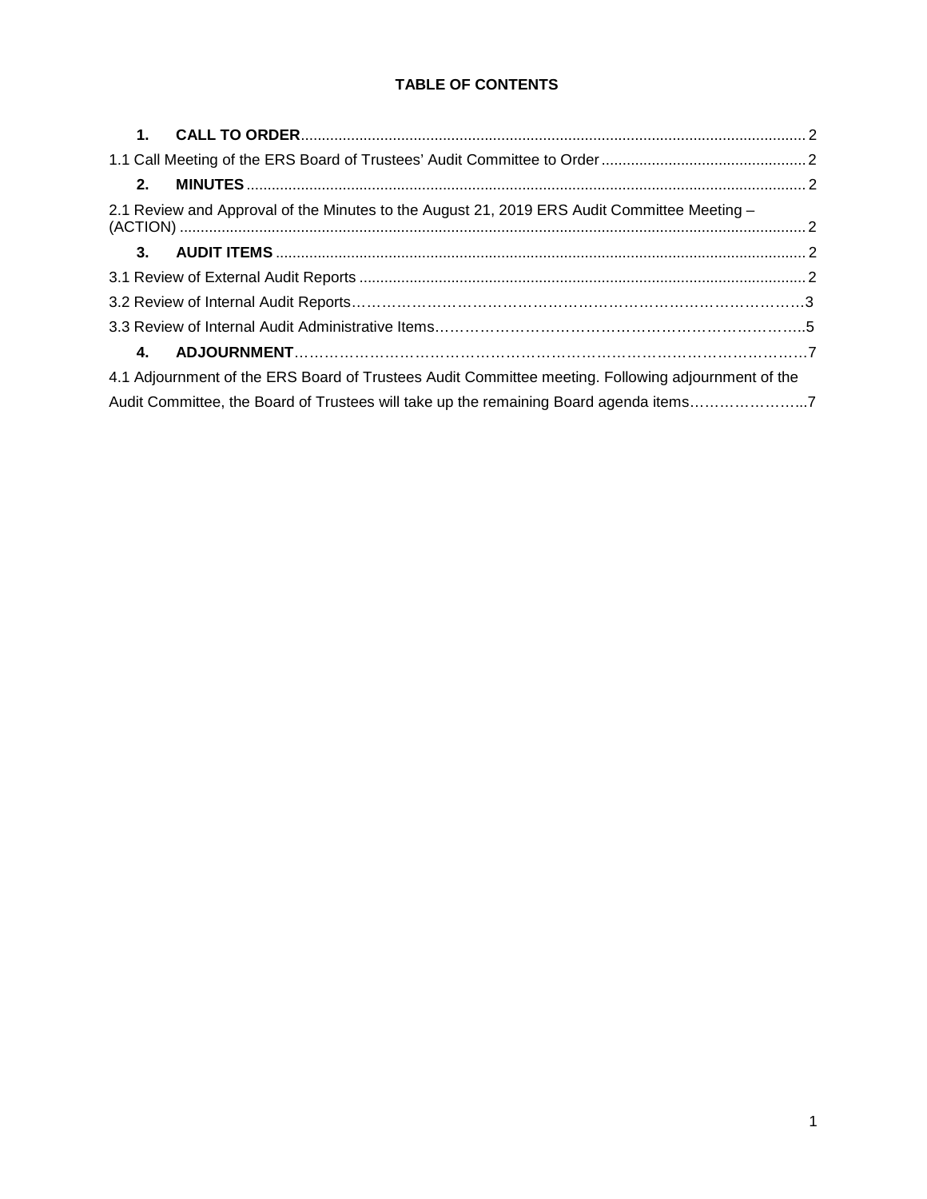**TABLE OF CONTENTS**

**1. CALL TO ORDER** ........................................................................................................ 2

1.1 Call Meeting of the ERS Board of Trustees' Audit Committee to Order ................................................ 2

**2. MINUTES** ........................................................................................................ 2

2.1 Review and Approval of the Minutes to the August 21, 2019 ERS Audit Committee Meeting – (ACTION) ........................................................................................................ 2

**3. AUDIT ITEMS** ........................................................................................................ 2

3.1 Review of External Audit Reports ........................................................................................................ 2

3.2 Review of Internal Audit Reports………………………………………………………………………………3

3.3 Review of Internal Audit Administrative Items…………………………………………………………………..5

**4. ADJOURNMENT**……………………………………………………………………………………………7

4.1 Adjournment of the ERS Board of Trustees Audit Committee meeting. Following adjournment of the Audit Committee, the Board of Trustees will take up the remaining Board agenda items…………………...7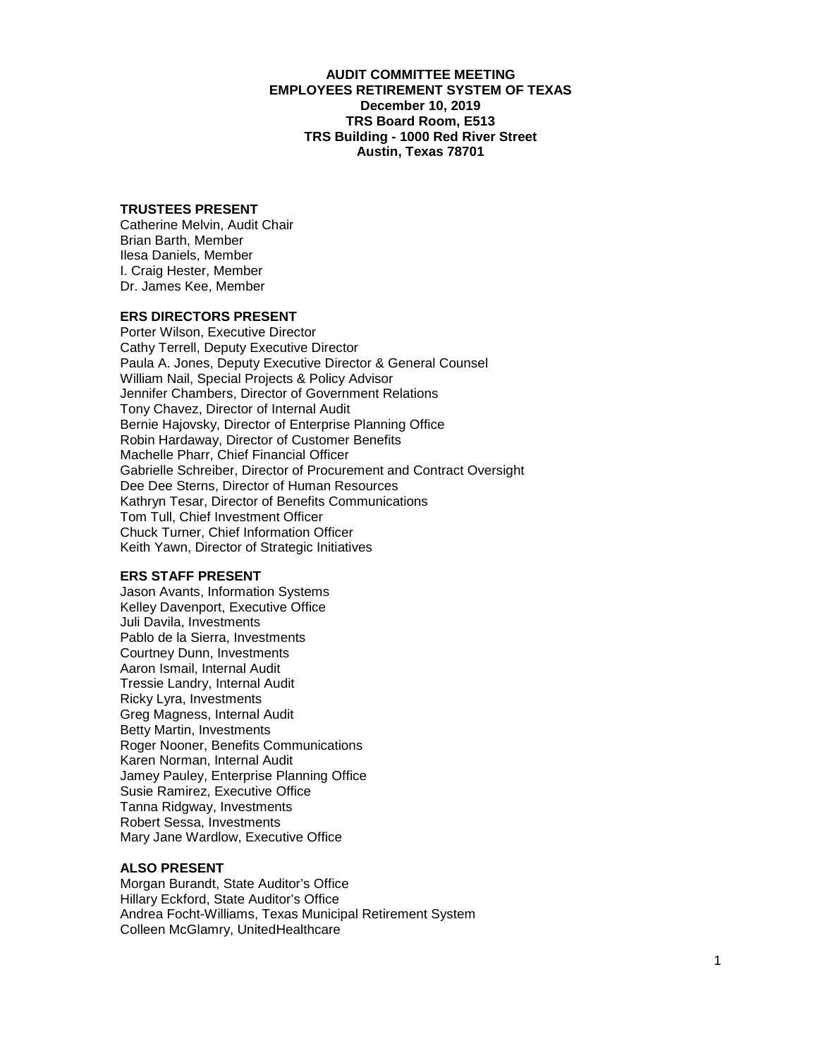**AUDIT COMMITTEE MEETING**
**EMPLOYEES RETIREMENT SYSTEM OF TEXAS**
**December 10, 2019**
**TRS Board Room, E513**
**TRS Building - 1000 Red River Street**
**Austin, Texas 78701**

### TRUSTEES PRESENT

Catherine Melvin, Audit Chair
Brian Barth, Member
Ilesa Daniels, Member
I. Craig Hester, Member
Dr. James Kee, Member

### ERS DIRECTORS PRESENT

Porter Wilson, Executive Director
Cathy Terrell, Deputy Executive Director
Paula A. Jones, Deputy Executive Director & General Counsel
William Nail, Special Projects & Policy Advisor
Jennifer Chambers, Director of Government Relations
Tony Chavez, Director of Internal Audit
Bernie Hajovsky, Director of Enterprise Planning Office
Robin Hardaway, Director of Customer Benefits
Machelle Pharr, Chief Financial Officer
Gabrielle Schreiber, Director of Procurement and Contract Oversight
Dee Dee Sterns, Director of Human Resources
Kathryn Tesar, Director of Benefits Communications
Tom Tull, Chief Investment Officer
Chuck Turner, Chief Information Officer
Keith Yawn, Director of Strategic Initiatives

### ERS STAFF PRESENT

Jason Avants, Information Systems
Kelley Davenport, Executive Office
Juli Davila, Investments
Pablo de la Sierra, Investments
Courtney Dunn, Investments
Aaron Ismail, Internal Audit
Tressie Landry, Internal Audit
Ricky Lyra, Investments
Greg Magness, Internal Audit
Betty Martin, Investments
Roger Nooner, Benefits Communications
Karen Norman, Internal Audit
Jamey Pauley, Enterprise Planning Office
Susie Ramirez, Executive Office
Tanna Ridgway, Investments
Robert Sessa, Investments
Mary Jane Wardlow, Executive Office

### ALSO PRESENT

Morgan Burandt, State Auditor's Office
Hillary Eckford, State Auditor's Office
Andrea Focht-Williams, Texas Municipal Retirement System
Colleen McGlamry, UnitedHealthcare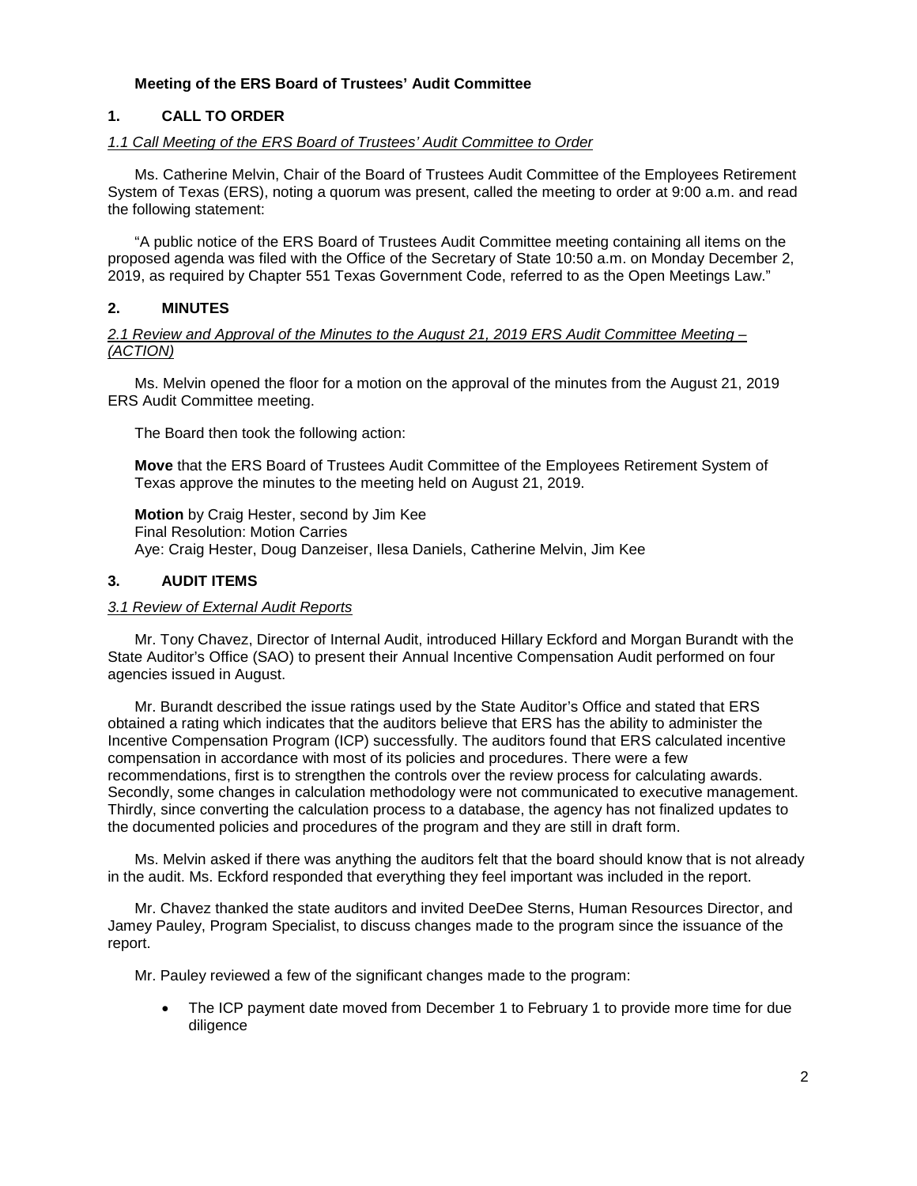### Meeting of the ERS Board of Trustees' Audit Committee

## 1. CALL TO ORDER

*1.1 Call Meeting of the ERS Board of Trustees' Audit Committee to Order*

Ms. Catherine Melvin, Chair of the Board of Trustees Audit Committee of the Employees Retirement System of Texas (ERS), noting a quorum was present, called the meeting to order at 9:00 a.m. and read the following statement:

"A public notice of the ERS Board of Trustees Audit Committee meeting containing all items on the proposed agenda was filed with the Office of the Secretary of State 10:50 a.m. on Monday December 2, 2019, as required by Chapter 551 Texas Government Code, referred to as the Open Meetings Law."

## 2. MINUTES

*2.1 Review and Approval of the Minutes to the August 21, 2019 ERS Audit Committee Meeting – (ACTION)*

Ms. Melvin opened the floor for a motion on the approval of the minutes from the August 21, 2019 ERS Audit Committee meeting.

The Board then took the following action:

**Move** that the ERS Board of Trustees Audit Committee of the Employees Retirement System of Texas approve the minutes to the meeting held on August 21, 2019.

**Motion** by Craig Hester, second by Jim Kee
Final Resolution: Motion Carries
Aye: Craig Hester, Doug Danzeiser, Ilesa Daniels, Catherine Melvin, Jim Kee

## 3. AUDIT ITEMS

*3.1 Review of External Audit Reports*

Mr. Tony Chavez, Director of Internal Audit, introduced Hillary Eckford and Morgan Burandt with the State Auditor's Office (SAO) to present their Annual Incentive Compensation Audit performed on four agencies issued in August.

Mr. Burandt described the issue ratings used by the State Auditor's Office and stated that ERS obtained a rating which indicates that the auditors believe that ERS has the ability to administer the Incentive Compensation Program (ICP) successfully. The auditors found that ERS calculated incentive compensation in accordance with most of its policies and procedures. There were a few recommendations, first is to strengthen the controls over the review process for calculating awards. Secondly, some changes in calculation methodology were not communicated to executive management. Thirdly, since converting the calculation process to a database, the agency has not finalized updates to the documented policies and procedures of the program and they are still in draft form.

Ms. Melvin asked if there was anything the auditors felt that the board should know that is not already in the audit. Ms. Eckford responded that everything they feel important was included in the report.

Mr. Chavez thanked the state auditors and invited DeeDee Sterns, Human Resources Director, and Jamey Pauley, Program Specialist, to discuss changes made to the program since the issuance of the report.

Mr. Pauley reviewed a few of the significant changes made to the program:

- The ICP payment date moved from December 1 to February 1 to provide more time for due diligence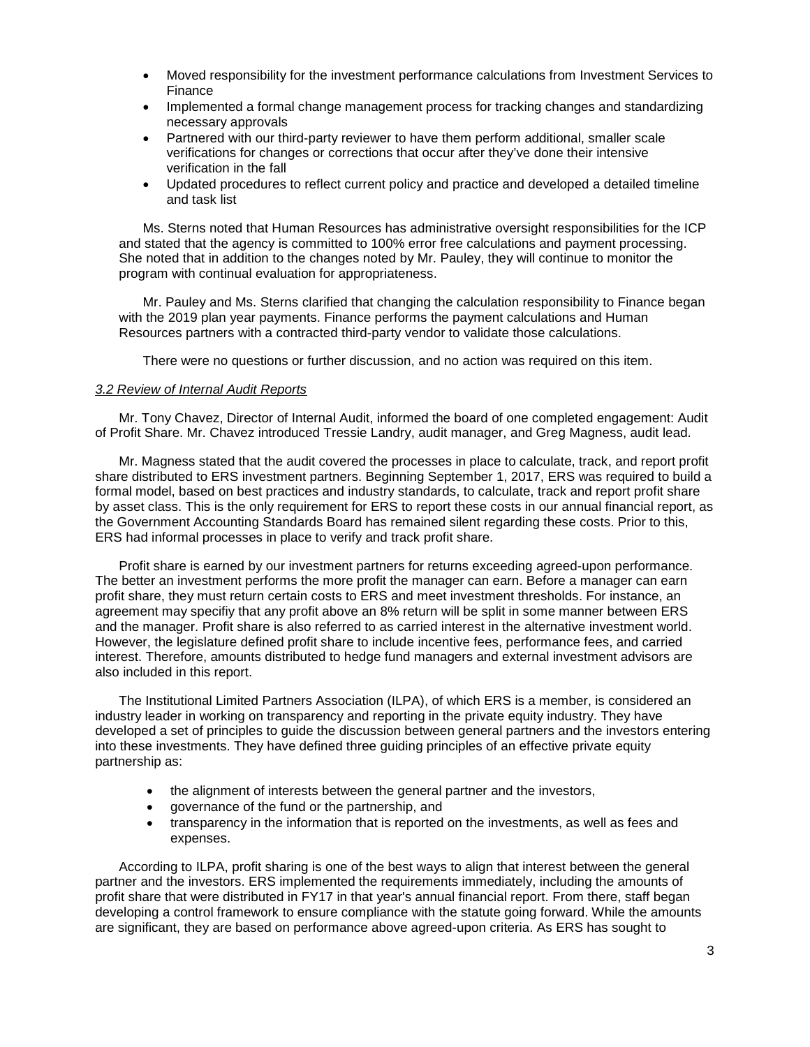- Moved responsibility for the investment performance calculations from Investment Services to Finance
- Implemented a formal change management process for tracking changes and standardizing necessary approvals
- Partnered with our third-party reviewer to have them perform additional, smaller scale verifications for changes or corrections that occur after they've done their intensive verification in the fall
- Updated procedures to reflect current policy and practice and developed a detailed timeline and task list

Ms. Sterns noted that Human Resources has administrative oversight responsibilities for the ICP and stated that the agency is committed to 100% error free calculations and payment processing. She noted that in addition to the changes noted by Mr. Pauley, they will continue to monitor the program with continual evaluation for appropriateness.

Mr. Pauley and Ms. Sterns clarified that changing the calculation responsibility to Finance began with the 2019 plan year payments. Finance performs the payment calculations and Human Resources partners with a contracted third-party vendor to validate those calculations.

There were no questions or further discussion, and no action was required on this item.

*3.2 Review of Internal Audit Reports*

Mr. Tony Chavez, Director of Internal Audit, informed the board of one completed engagement: Audit of Profit Share. Mr. Chavez introduced Tressie Landry, audit manager, and Greg Magness, audit lead.

Mr. Magness stated that the audit covered the processes in place to calculate, track, and report profit share distributed to ERS investment partners. Beginning September 1, 2017, ERS was required to build a formal model, based on best practices and industry standards, to calculate, track and report profit share by asset class. This is the only requirement for ERS to report these costs in our annual financial report, as the Government Accounting Standards Board has remained silent regarding these costs. Prior to this, ERS had informal processes in place to verify and track profit share.

Profit share is earned by our investment partners for returns exceeding agreed-upon performance. The better an investment performs the more profit the manager can earn. Before a manager can earn profit share, they must return certain costs to ERS and meet investment thresholds. For instance, an agreement may specifiy that any profit above an 8% return will be split in some manner between ERS and the manager. Profit share is also referred to as carried interest in the alternative investment world. However, the legislature defined profit share to include incentive fees, performance fees, and carried interest. Therefore, amounts distributed to hedge fund managers and external investment advisors are also included in this report.

The Institutional Limited Partners Association (ILPA), of which ERS is a member, is considered an industry leader in working on transparency and reporting in the private equity industry. They have developed a set of principles to guide the discussion between general partners and the investors entering into these investments. They have defined three guiding principles of an effective private equity partnership as:

- the alignment of interests between the general partner and the investors,
- governance of the fund or the partnership, and
- transparency in the information that is reported on the investments, as well as fees and expenses.

According to ILPA, profit sharing is one of the best ways to align that interest between the general partner and the investors. ERS implemented the requirements immediately, including the amounts of profit share that were distributed in FY17 in that year's annual financial report. From there, staff began developing a control framework to ensure compliance with the statute going forward. While the amounts are significant, they are based on performance above agreed-upon criteria. As ERS has sought to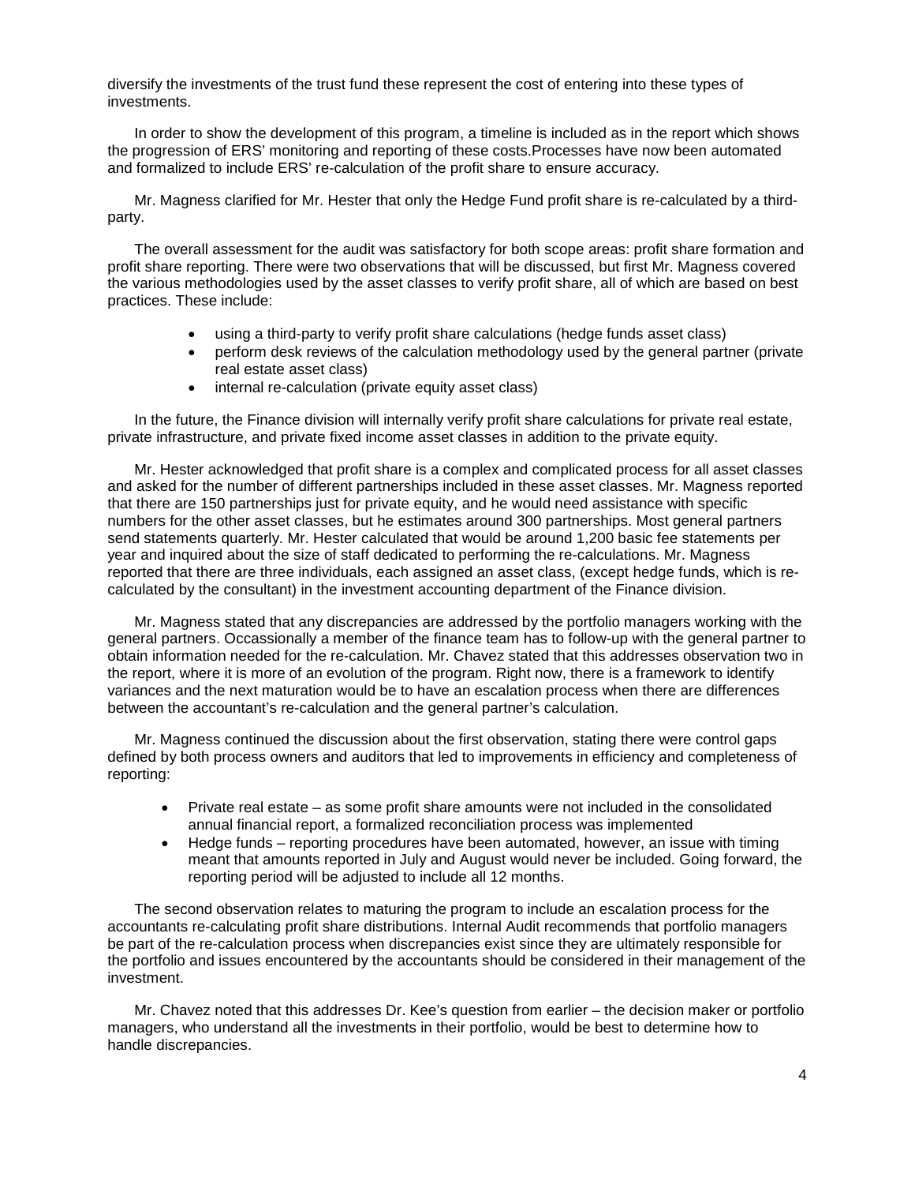diversify the investments of the trust fund these represent the cost of entering into these types of investments.

In order to show the development of this program, a timeline is included as in the report which shows the progression of ERS' monitoring and reporting of these costs.Processes have now been automated and formalized to include ERS' re-calculation of the profit share to ensure accuracy.

Mr. Magness clarified for Mr. Hester that only the Hedge Fund profit share is re-calculated by a third-party.

The overall assessment for the audit was satisfactory for both scope areas: profit share formation and profit share reporting. There were two observations that will be discussed, but first Mr. Magness covered the various methodologies used by the asset classes to verify profit share, all of which are based on best practices. These include:

- using a third-party to verify profit share calculations (hedge funds asset class)
- perform desk reviews of the calculation methodology used by the general partner (private real estate asset class)
- internal re-calculation (private equity asset class)

In the future, the Finance division will internally verify profit share calculations for private real estate, private infrastructure, and private fixed income asset classes in addition to the private equity.

Mr. Hester acknowledged that profit share is a complex and complicated process for all asset classes and asked for the number of different partnerships included in these asset classes. Mr. Magness reported that there are 150 partnerships just for private equity, and he would need assistance with specific numbers for the other asset classes, but he estimates around 300 partnerships. Most general partners send statements quarterly. Mr. Hester calculated that would be around 1,200 basic fee statements per year and inquired about the size of staff dedicated to performing the re-calculations. Mr. Magness reported that there are three individuals, each assigned an asset class, (except hedge funds, which is re-calculated by the consultant) in the investment accounting department of the Finance division.

Mr. Magness stated that any discrepancies are addressed by the portfolio managers working with the general partners. Occassionally a member of the finance team has to follow-up with the general partner to obtain information needed for the re-calculation. Mr. Chavez stated that this addresses observation two in the report, where it is more of an evolution of the program. Right now, there is a framework to identify variances and the next maturation would be to have an escalation process when there are differences between the accountant's re-calculation and the general partner's calculation.

Mr. Magness continued the discussion about the first observation, stating there were control gaps defined by both process owners and auditors that led to improvements in efficiency and completeness of reporting:

- Private real estate – as some profit share amounts were not included in the consolidated annual financial report, a formalized reconciliation process was implemented
- Hedge funds – reporting procedures have been automated, however, an issue with timing meant that amounts reported in July and August would never be included. Going forward, the reporting period will be adjusted to include all 12 months.

The second observation relates to maturing the program to include an escalation process for the accountants re-calculating profit share distributions. Internal Audit recommends that portfolio managers be part of the re-calculation process when discrepancies exist since they are ultimately responsible for the portfolio and issues encountered by the accountants should be considered in their management of the investment.

Mr. Chavez noted that this addresses Dr. Kee's question from earlier – the decision maker or portfolio managers, who understand all the investments in their portfolio, would be best to determine how to handle discrepancies.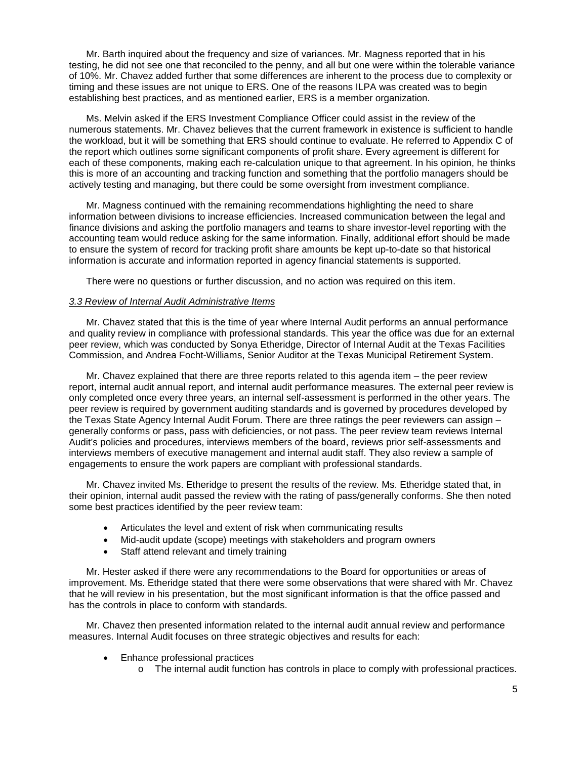Mr. Barth inquired about the frequency and size of variances. Mr. Magness reported that in his testing, he did not see one that reconciled to the penny, and all but one were within the tolerable variance of 10%. Mr. Chavez added further that some differences are inherent to the process due to complexity or timing and these issues are not unique to ERS. One of the reasons ILPA was created was to begin establishing best practices, and as mentioned earlier, ERS is a member organization.

Ms. Melvin asked if the ERS Investment Compliance Officer could assist in the review of the numerous statements. Mr. Chavez believes that the current framework in existence is sufficient to handle the workload, but it will be something that ERS should continue to evaluate. He referred to Appendix C of the report which outlines some significant components of profit share. Every agreement is different for each of these components, making each re-calculation unique to that agreement. In his opinion, he thinks this is more of an accounting and tracking function and something that the portfolio managers should be actively testing and managing, but there could be some oversight from investment compliance.

Mr. Magness continued with the remaining recommendations highlighting the need to share information between divisions to increase efficiencies. Increased communication between the legal and finance divisions and asking the portfolio managers and teams to share investor-level reporting with the accounting team would reduce asking for the same information. Finally, additional effort should be made to ensure the system of record for tracking profit share amounts be kept up-to-date so that historical information is accurate and information reported in agency financial statements is supported.

There were no questions or further discussion, and no action was required on this item.

*3.3 Review of Internal Audit Administrative Items*

Mr. Chavez stated that this is the time of year where Internal Audit performs an annual performance and quality review in compliance with professional standards. This year the office was due for an external peer review, which was conducted by Sonya Etheridge, Director of Internal Audit at the Texas Facilities Commission, and Andrea Focht-Williams, Senior Auditor at the Texas Municipal Retirement System.

Mr. Chavez explained that there are three reports related to this agenda item – the peer review report, internal audit annual report, and internal audit performance measures. The external peer review is only completed once every three years, an internal self-assessment is performed in the other years. The peer review is required by government auditing standards and is governed by procedures developed by the Texas State Agency Internal Audit Forum. There are three ratings the peer reviewers can assign – generally conforms or pass, pass with deficiencies, or not pass. The peer review team reviews Internal Audit's policies and procedures, interviews members of the board, reviews prior self-assessments and interviews members of executive management and internal audit staff. They also review a sample of engagements to ensure the work papers are compliant with professional standards.

Mr. Chavez invited Ms. Etheridge to present the results of the review. Ms. Etheridge stated that, in their opinion, internal audit passed the review with the rating of pass/generally conforms. She then noted some best practices identified by the peer review team:

- Articulates the level and extent of risk when communicating results
- Mid-audit update (scope) meetings with stakeholders and program owners
- Staff attend relevant and timely training

Mr. Hester asked if there were any recommendations to the Board for opportunities or areas of improvement. Ms. Etheridge stated that there were some observations that were shared with Mr. Chavez that he will review in his presentation, but the most significant information is that the office passed and has the controls in place to conform with standards.

Mr. Chavez then presented information related to the internal audit annual review and performance measures. Internal Audit focuses on three strategic objectives and results for each:

- Enhance professional practices
    - The internal audit function has controls in place to comply with professional practices.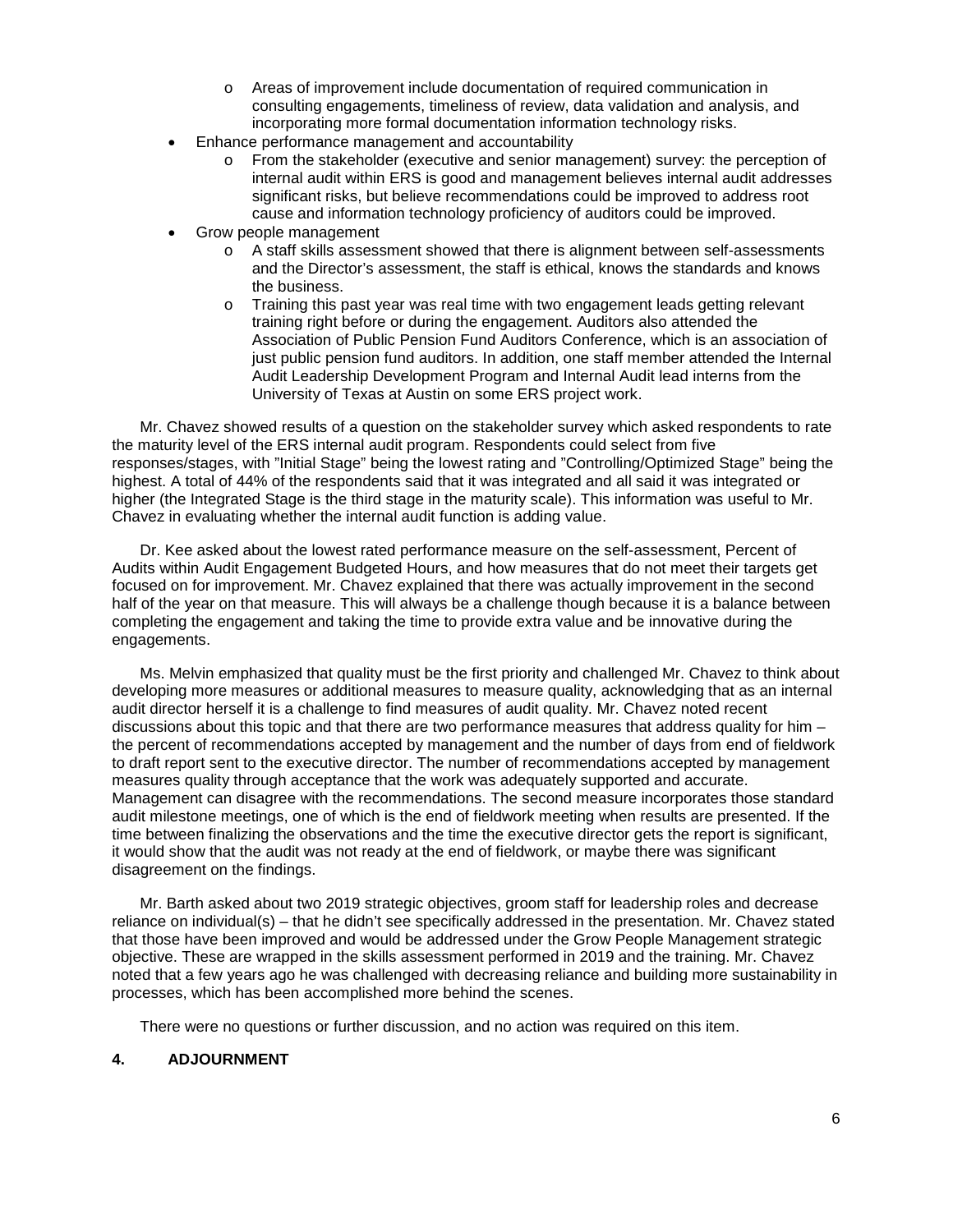- Areas of improvement include documentation of required communication in consulting engagements, timeliness of review, data validation and analysis, and incorporating more formal documentation information technology risks.
- Enhance performance management and accountability
    - From the stakeholder (executive and senior management) survey: the perception of internal audit within ERS is good and management believes internal audit addresses significant risks, but believe recommendations could be improved to address root cause and information technology proficiency of auditors could be improved.
- Grow people management
    - A staff skills assessment showed that there is alignment between self-assessments and the Director's assessment, the staff is ethical, knows the standards and knows the business.
    - Training this past year was real time with two engagement leads getting relevant training right before or during the engagement. Auditors also attended the Association of Public Pension Fund Auditors Conference, which is an association of just public pension fund auditors. In addition, one staff member attended the Internal Audit Leadership Development Program and Internal Audit lead interns from the University of Texas at Austin on some ERS project work.

Mr. Chavez showed results of a question on the stakeholder survey which asked respondents to rate the maturity level of the ERS internal audit program. Respondents could select from five responses/stages, with "Initial Stage" being the lowest rating and "Controlling/Optimized Stage" being the highest. A total of 44% of the respondents said that it was integrated and all said it was integrated or higher (the Integrated Stage is the third stage in the maturity scale). This information was useful to Mr. Chavez in evaluating whether the internal audit function is adding value.

Dr. Kee asked about the lowest rated performance measure on the self-assessment, Percent of Audits within Audit Engagement Budgeted Hours, and how measures that do not meet their targets get focused on for improvement. Mr. Chavez explained that there was actually improvement in the second half of the year on that measure. This will always be a challenge though because it is a balance between completing the engagement and taking the time to provide extra value and be innovative during the engagements.

Ms. Melvin emphasized that quality must be the first priority and challenged Mr. Chavez to think about developing more measures or additional measures to measure quality, acknowledging that as an internal audit director herself it is a challenge to find measures of audit quality. Mr. Chavez noted recent discussions about this topic and that there are two performance measures that address quality for him – the percent of recommendations accepted by management and the number of days from end of fieldwork to draft report sent to the executive director. The number of recommendations accepted by management measures quality through acceptance that the work was adequately supported and accurate. Management can disagree with the recommendations. The second measure incorporates those standard audit milestone meetings, one of which is the end of fieldwork meeting when results are presented. If the time between finalizing the observations and the time the executive director gets the report is significant, it would show that the audit was not ready at the end of fieldwork, or maybe there was significant disagreement on the findings.

Mr. Barth asked about two 2019 strategic objectives, groom staff for leadership roles and decrease reliance on individual(s) – that he didn't see specifically addressed in the presentation. Mr. Chavez stated that those have been improved and would be addressed under the Grow People Management strategic objective. These are wrapped in the skills assessment performed in 2019 and the training. Mr. Chavez noted that a few years ago he was challenged with decreasing reliance and building more sustainability in processes, which has been accomplished more behind the scenes.

There were no questions or further discussion, and no action was required on this item.

**4. ADJOURNMENT**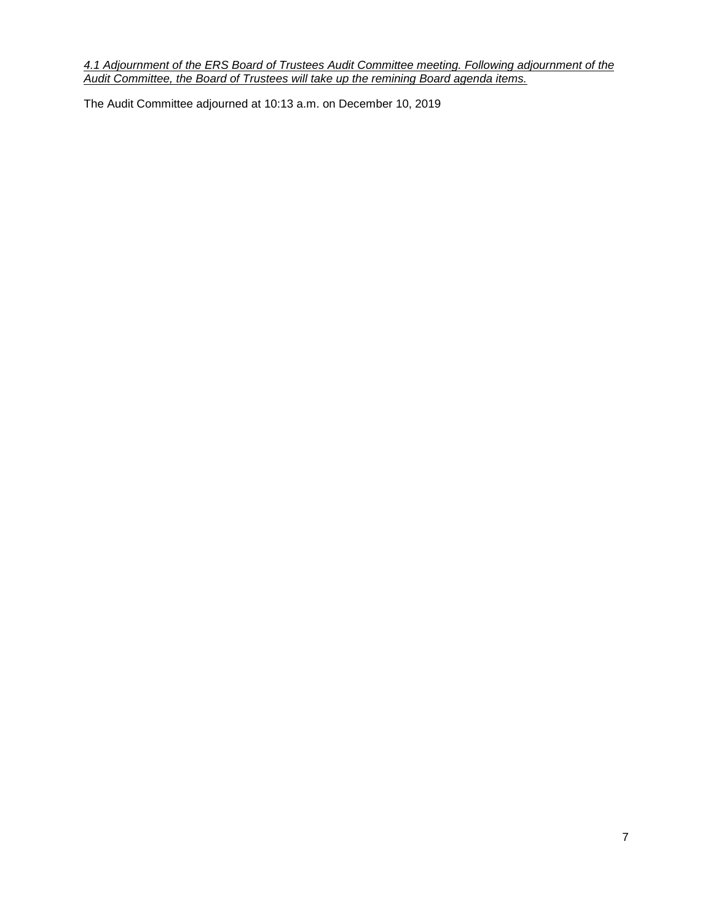*4.1 Adjournment of the ERS Board of Trustees Audit Committee meeting. Following adjournment of the Audit Committee, the Board of Trustees will take up the remining Board agenda items.*

The Audit Committee adjourned at 10:13 a.m. on December 10, 2019